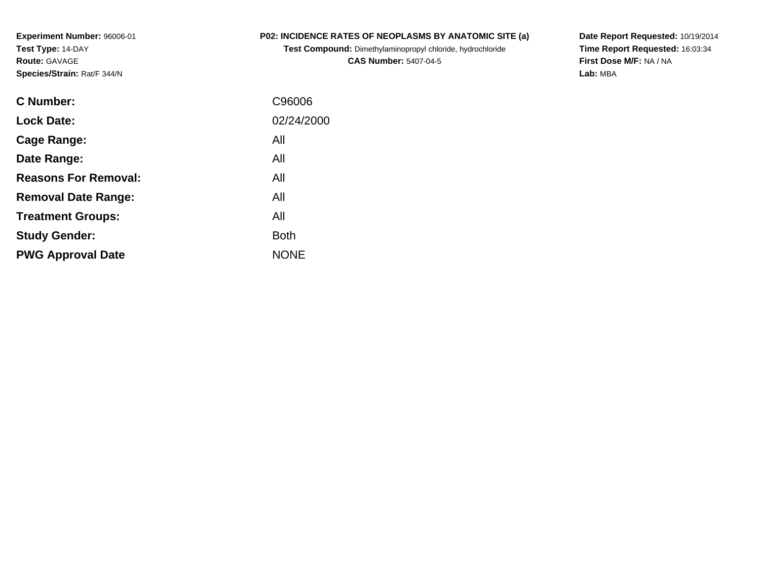**Experiment Number:** 96006-01
**Test Type:** 14-DAY
**Route:** GAVAGE
**Species/Strain:** Rat/F 344/N

**P02: INCIDENCE RATES OF NEOPLASMS BY ANATOMIC SITE (a)**
**Test Compound:** Dimethylaminopropyl chloride, hydrochloride
**CAS Number:** 5407-04-5

**Date Report Requested:** 10/19/2014
**Time Report Requested:** 16:03:34
**First Dose M/F:** NA / NA
**Lab:** MBA

| | |
|---|---|
| **C Number:** | C96006 |
| **Lock Date:** | 02/24/2000 |
| **Cage Range:** | All |
| **Date Range:** | All |
| **Reasons For Removal:** | All |
| **Removal Date Range:** | All |
| **Treatment Groups:** | All |
| **Study Gender:** | Both |
| **PWG Approval Date** | NONE |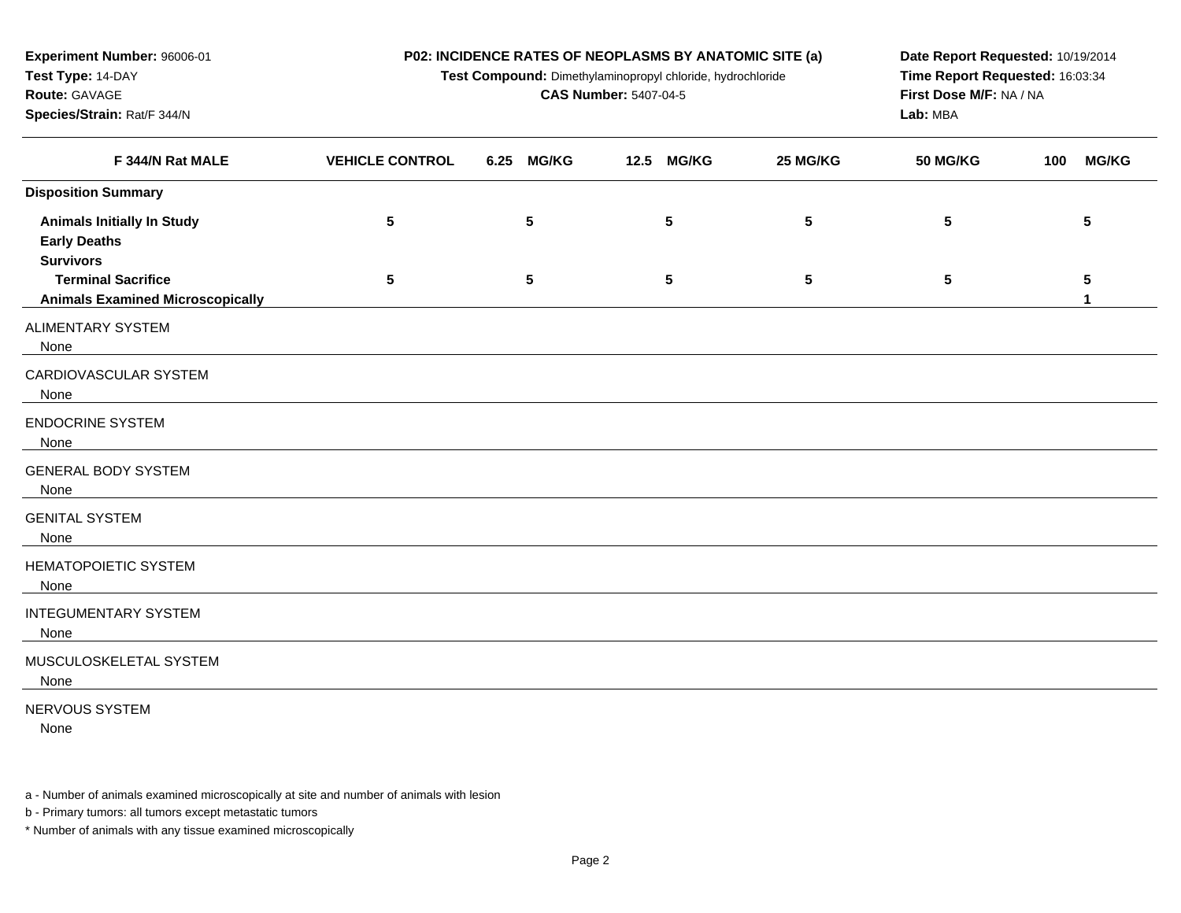**Experiment Number:** 96006-01
**Test Type:** 14-DAY
**Route:** GAVAGE
**Species/Strain:** Rat/F 344/N

**P02: INCIDENCE RATES OF NEOPLASMS BY ANATOMIC SITE (a)**
**Test Compound:** Dimethylaminopropyl chloride, hydrochloride
**CAS Number:** 5407-04-5

**Date Report Requested:** 10/19/2014
**Time Report Requested:** 16:03:34
**First Dose M/F:** NA / NA
**Lab:** MBA

| F 344/N Rat MALE | VEHICLE CONTROL | 6.25 MG/KG | 12.5 MG/KG | 25 MG/KG | 50 MG/KG | 100 MG/KG |
|---|---|---|---|---|---|---|
| **Disposition Summary** | | | | | | |
| **Animals Initially In Study** | 5 | 5 | 5 | 5 | 5 | 5 |
| **Early Deaths** | | | | | | |
| **Survivors** | | | | | | |
| **Terminal Sacrifice** | 5 | 5 | 5 | 5 | 5 | 5 |
| **Animals Examined Microscopically** | | | | | | 1 |
| ALIMENTARY SYSTEM | | | | | | |
| None | | | | | | |
| CARDIOVASCULAR SYSTEM | | | | | | |
| None | | | | | | |
| ENDOCRINE SYSTEM | | | | | | |
| None | | | | | | |
| GENERAL BODY SYSTEM | | | | | | |
| None | | | | | | |
| GENITAL SYSTEM | | | | | | |
| None | | | | | | |
| HEMATOPOIETIC SYSTEM | | | | | | |
| None | | | | | | |
| INTEGUMENTARY SYSTEM | | | | | | |
| None | | | | | | |
| MUSCULOSKELETAL SYSTEM | | | | | | |
| None | | | | | | |
| NERVOUS SYSTEM | | | | | | |
| None | | | | | | |

a - Number of animals examined microscopically at site and number of animals with lesion

b - Primary tumors: all tumors except metastatic tumors

* Number of animals with any tissue examined microscopically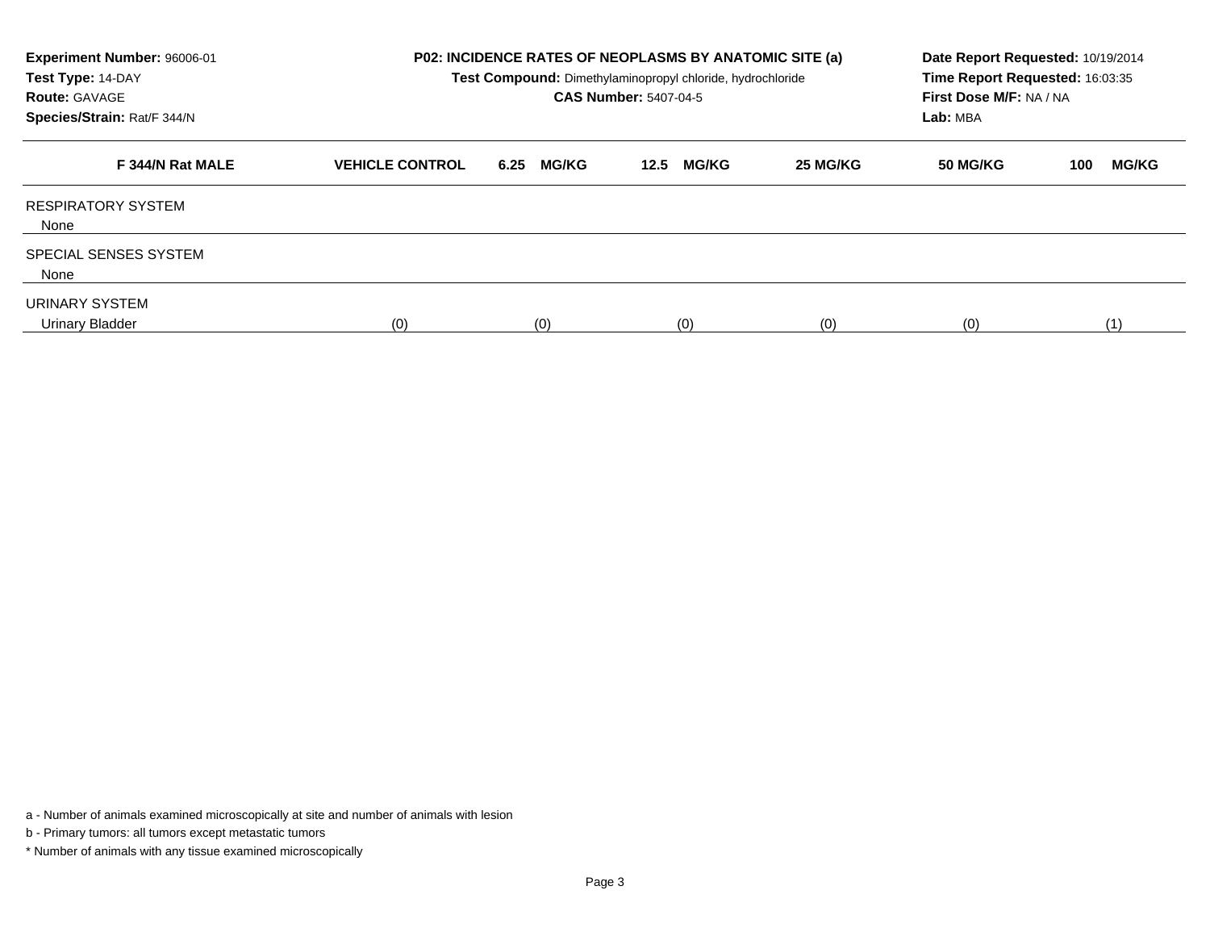**Experiment Number:** 96006-01
**Test Type:** 14-DAY
**Route:** GAVAGE
**Species/Strain:** Rat/F 344/N

**P02: INCIDENCE RATES OF NEOPLASMS BY ANATOMIC SITE (a)**
**Test Compound:** Dimethylaminopropyl chloride, hydrochloride
**CAS Number:** 5407-04-5

**Date Report Requested:** 10/19/2014
**Time Report Requested:** 16:03:35
**First Dose M/F:** NA / NA
**Lab:** MBA

| F 344/N Rat MALE | VEHICLE CONTROL | 6.25 MG/KG | 12.5 MG/KG | 25 MG/KG | 50 MG/KG | 100 MG/KG |
|---|---|---|---|---|---|---|
| RESPIRATORY SYSTEM | | | | | | |
| None | | | | | | |
| SPECIAL SENSES SYSTEM | | | | | | |
| None | | | | | | |
| URINARY SYSTEM | | | | | | |
| Urinary Bladder | (0) | (0) | (0) | (0) | (0) | (1) |

a - Number of animals examined microscopically at site and number of animals with lesion

b - Primary tumors: all tumors except metastatic tumors

* Number of animals with any tissue examined microscopically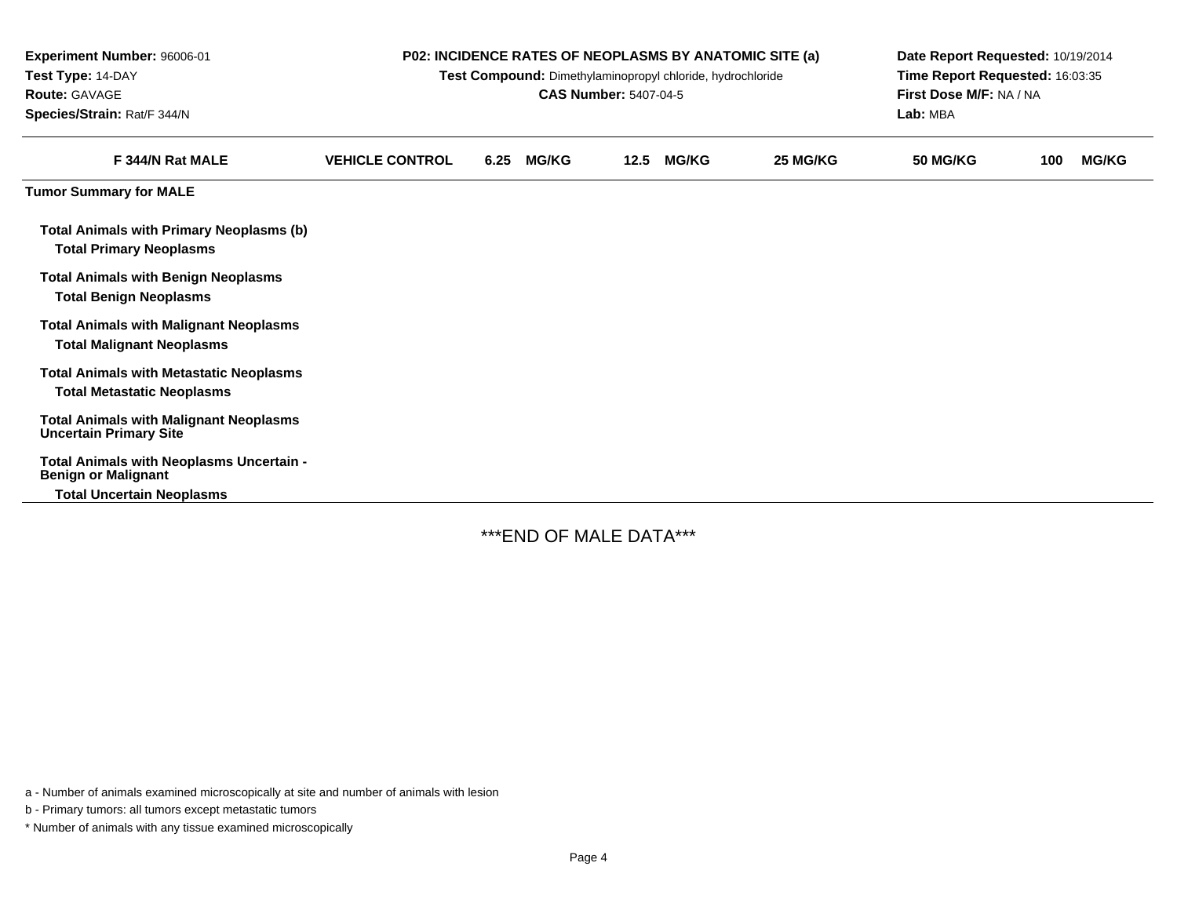**Experiment Number:** 96006-01
**Test Type:** 14-DAY
**Route:** GAVAGE
**Species/Strain:** Rat/F 344/N

**P02: INCIDENCE RATES OF NEOPLASMS BY ANATOMIC SITE (a)**
**Test Compound:** Dimethylaminopropyl chloride, hydrochloride
**CAS Number:** 5407-04-5

**Date Report Requested:** 10/19/2014
**Time Report Requested:** 16:03:35
**First Dose M/F:** NA / NA
**Lab:** MBA

| F 344/N Rat MALE | VEHICLE CONTROL | 6.25 MG/KG | 12.5 MG/KG | 25 MG/KG | 50 MG/KG | 100 MG/KG |
|---|---|---|---|---|---|---|
| **Tumor Summary for MALE** | | | | | | |
| **Total Animals with Primary Neoplasms (b)** | | | | | | |
| **Total Primary Neoplasms** | | | | | | |
| **Total Animals with Benign Neoplasms** | | | | | | |
| **Total Benign Neoplasms** | | | | | | |
| **Total Animals with Malignant Neoplasms** | | | | | | |
| **Total Malignant Neoplasms** | | | | | | |
| **Total Animals with Metastatic Neoplasms** | | | | | | |
| **Total Metastatic Neoplasms** | | | | | | |
| **Total Animals with Malignant Neoplasms Uncertain Primary Site** | | | | | | |
| **Total Animals with Neoplasms Uncertain - Benign or Malignant** | | | | | | |
| **Total Uncertain Neoplasms** | | | | | | |

***END OF MALE DATA***

a - Number of animals examined microscopically at site and number of animals with lesion

b - Primary tumors: all tumors except metastatic tumors

* Number of animals with any tissue examined microscopically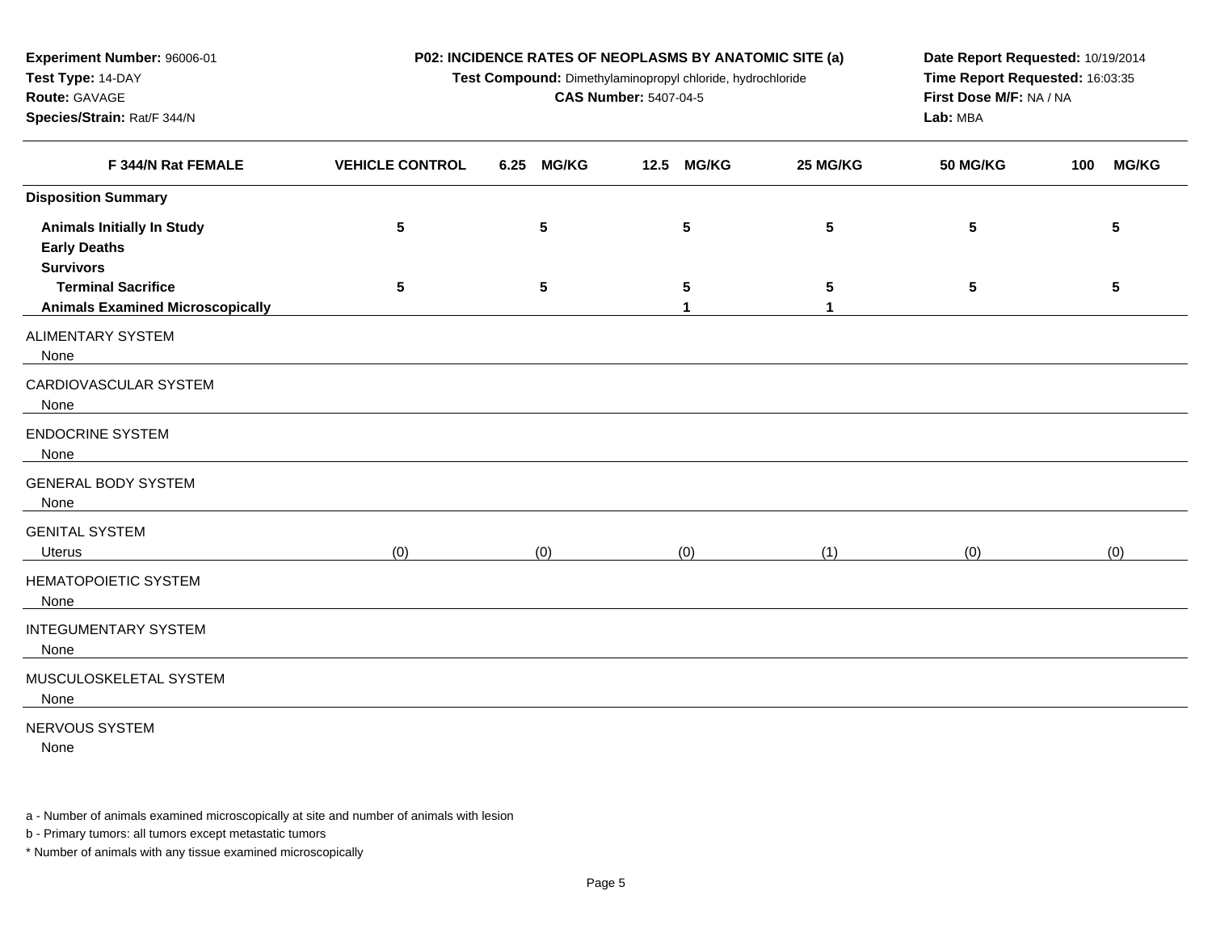**Experiment Number:** 96006-01
**Test Type:** 14-DAY
**Route:** GAVAGE
**Species/Strain:** Rat/F 344/N

**P02: INCIDENCE RATES OF NEOPLASMS BY ANATOMIC SITE (a)**
**Test Compound:** Dimethylaminopropyl chloride, hydrochloride
**CAS Number:** 5407-04-5

**Date Report Requested:** 10/19/2014
**Time Report Requested:** 16:03:35
**First Dose M/F:** NA / NA
**Lab:** MBA

| F 344/N Rat FEMALE | VEHICLE CONTROL | 6.25 MG/KG | 12.5 MG/KG | 25 MG/KG | 50 MG/KG | 100 MG/KG |
|---|---|---|---|---|---|---|
| **Disposition Summary** | | | | | | |
| **Animals Initially In Study** | 5 | 5 | 5 | 5 | 5 | 5 |
| **Early Deaths** | | | | | | |
| **Survivors** | | | | | | |
| **Terminal Sacrifice** | 5 | 5 | 5 | 5 | 5 | 5 |
| **Animals Examined Microscopically** | | | 1 | 1 | | |
| ALIMENTARY SYSTEM | | | | | | |
| None | | | | | | |
| CARDIOVASCULAR SYSTEM | | | | | | |
| None | | | | | | |
| ENDOCRINE SYSTEM | | | | | | |
| None | | | | | | |
| GENERAL BODY SYSTEM | | | | | | |
| None | | | | | | |
| GENITAL SYSTEM | | | | | | |
| Uterus | (0) | (0) | (0) | (1) | (0) | (0) |
| HEMATOPOIETIC SYSTEM | | | | | | |
| None | | | | | | |
| INTEGUMENTARY SYSTEM | | | | | | |
| None | | | | | | |
| MUSCULOSKELETAL SYSTEM | | | | | | |
| None | | | | | | |
| NERVOUS SYSTEM | | | | | | |
| None | | | | | | |

a - Number of animals examined microscopically at site and number of animals with lesion

b - Primary tumors: all tumors except metastatic tumors

* Number of animals with any tissue examined microscopically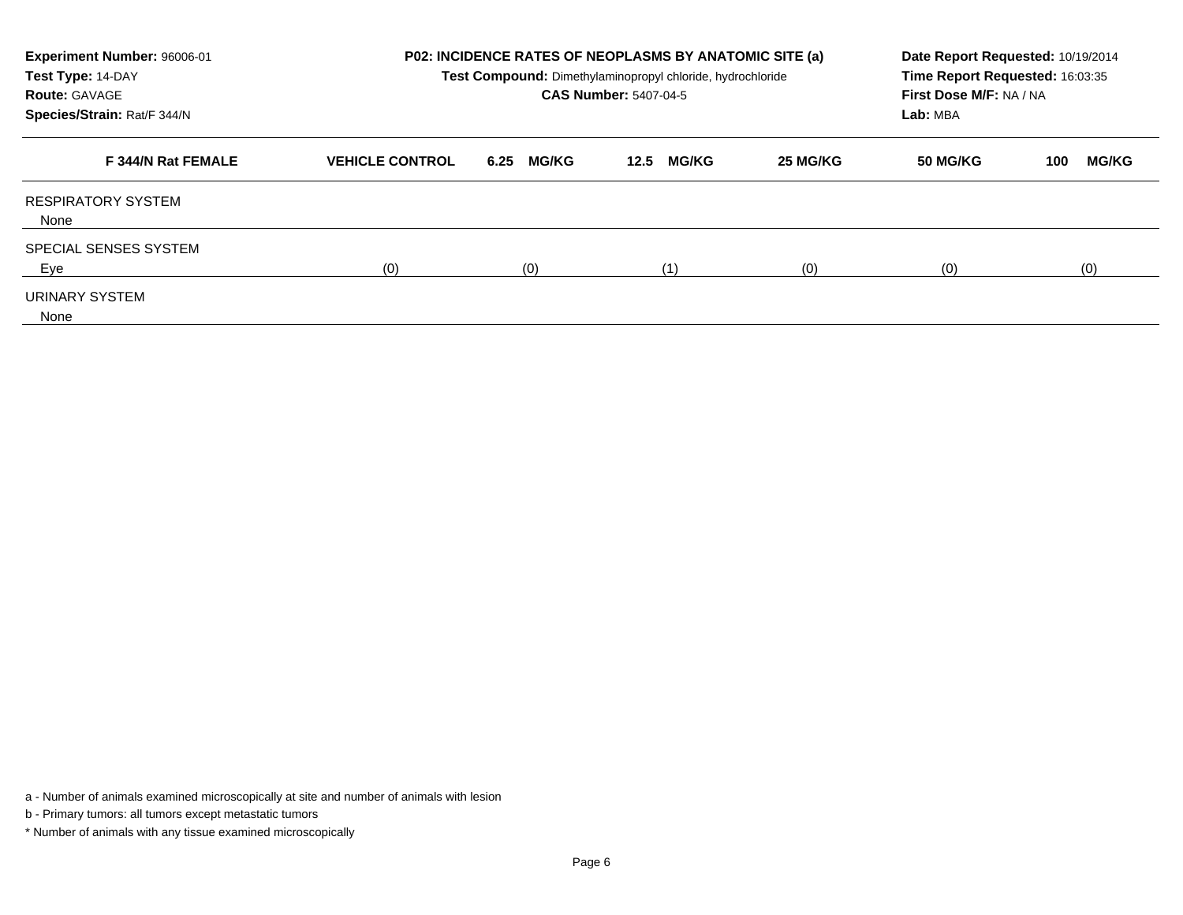**Experiment Number:** 96006-01
**Test Type:** 14-DAY
**Route:** GAVAGE
**Species/Strain:** Rat/F 344/N

**P02: INCIDENCE RATES OF NEOPLASMS BY ANATOMIC SITE (a)**
**Test Compound:** Dimethylaminopropyl chloride, hydrochloride
**CAS Number:** 5407-04-5

**Date Report Requested:** 10/19/2014
**Time Report Requested:** 16:03:35
**First Dose M/F:** NA / NA
**Lab:** MBA

| F 344/N Rat FEMALE | VEHICLE CONTROL | 6.25 MG/KG | 12.5 MG/KG | 25 MG/KG | 50 MG/KG | 100 MG/KG |
|---|---|---|---|---|---|---|
| RESPIRATORY SYSTEM | | | | | | |
| None | | | | | | |
| SPECIAL SENSES SYSTEM | | | | | | |
| Eye | (0) | (0) | (1) | (0) | (0) | (0) |
| URINARY SYSTEM | | | | | | |
| None | | | | | | |

a - Number of animals examined microscopically at site and number of animals with lesion

b - Primary tumors: all tumors except metastatic tumors

* Number of animals with any tissue examined microscopically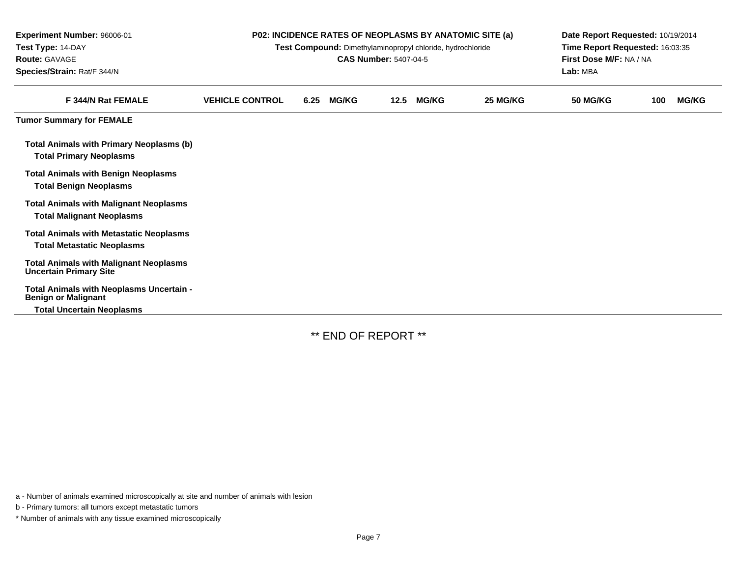| Experiment Number: 96006-01 | P02: INCIDENCE RATES OF NEOPLASMS BY ANATOMIC SITE (a) | Date Report Requested: 10/19/2014 |
|---|---|---|
| Test Type: 14-DAY | Test Compound: Dimethylaminopropyl chloride, hydrochloride | Time Report Requested: 16:03:35 |
| Route: GAVAGE | CAS Number: 5407-04-5 | First Dose M/F: NA / NA |
| Species/Strain: Rat/F 344/N | | Lab: MBA |

| F 344/N Rat FEMALE | VEHICLE CONTROL | 6.25 MG/KG | 12.5 MG/KG | 25 MG/KG | 50 MG/KG | 100 MG/KG |
|---|---|---|---|---|---|---|
| **Tumor Summary for FEMALE** | | | | | | |
| **Total Animals with Primary Neoplasms (b)** | | | | | | |
| **Total Primary Neoplasms** | | | | | | |
| **Total Animals with Benign Neoplasms** | | | | | | |
| **Total Benign Neoplasms** | | | | | | |
| **Total Animals with Malignant Neoplasms** | | | | | | |
| **Total Malignant Neoplasms** | | | | | | |
| **Total Animals with Metastatic Neoplasms** | | | | | | |
| **Total Metastatic Neoplasms** | | | | | | |
| **Total Animals with Malignant Neoplasms Uncertain Primary Site** | | | | | | |
| **Total Animals with Neoplasms Uncertain - Benign or Malignant** | | | | | | |
| **Total Uncertain Neoplasms** | | | | | | |

** END OF REPORT **

a - Number of animals examined microscopically at site and number of animals with lesion

b - Primary tumors: all tumors except metastatic tumors

* Number of animals with any tissue examined microscopically